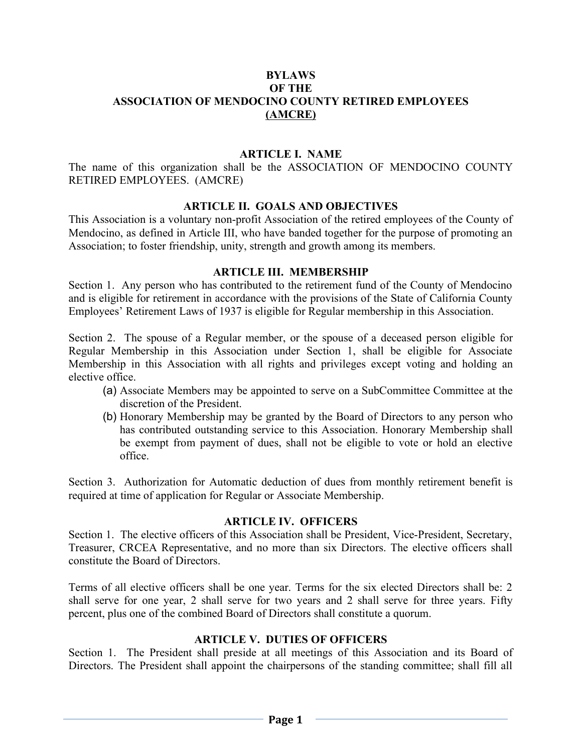# BYLAWS
# OF THE
# ASSOCIATION OF MENDOCINO COUNTY RETIRED EMPLOYEES
# (AMCRE)

## ARTICLE I. NAME

The name of this organization shall be the ASSOCIATION OF MENDOCINO COUNTY RETIRED EMPLOYEES. (AMCRE)

## ARTICLE II. GOALS AND OBJECTIVES

This Association is a voluntary non-profit Association of the retired employees of the County of Mendocino, as defined in Article III, who have banded together for the purpose of promoting an Association; to foster friendship, unity, strength and growth among its members.

## ARTICLE III. MEMBERSHIP

Section 1. Any person who has contributed to the retirement fund of the County of Mendocino and is eligible for retirement in accordance with the provisions of the State of California County Employees' Retirement Laws of 1937 is eligible for Regular membership in this Association.

Section 2. The spouse of a Regular member, or the spouse of a deceased person eligible for Regular Membership in this Association under Section 1, shall be eligible for Associate Membership in this Association with all rights and privileges except voting and holding an elective office.

(a) Associate Members may be appointed to serve on a SubCommittee Committee at the discretion of the President.

(b) Honorary Membership may be granted by the Board of Directors to any person who has contributed outstanding service to this Association. Honorary Membership shall be exempt from payment of dues, shall not be eligible to vote or hold an elective office.

Section 3. Authorization for Automatic deduction of dues from monthly retirement benefit is required at time of application for Regular or Associate Membership.

## ARTICLE IV. OFFICERS

Section 1. The elective officers of this Association shall be President, Vice-President, Secretary, Treasurer, CRCEA Representative, and no more than six Directors. The elective officers shall constitute the Board of Directors.

Terms of all elective officers shall be one year. Terms for the six elected Directors shall be: 2 shall serve for one year, 2 shall serve for two years and 2 shall serve for three years. Fifty percent, plus one of the combined Board of Directors shall constitute a quorum.

## ARTICLE V. DUTIES OF OFFICERS

Section 1. The President shall preside at all meetings of this Association and its Board of Directors. The President shall appoint the chairpersons of the standing committee; shall fill all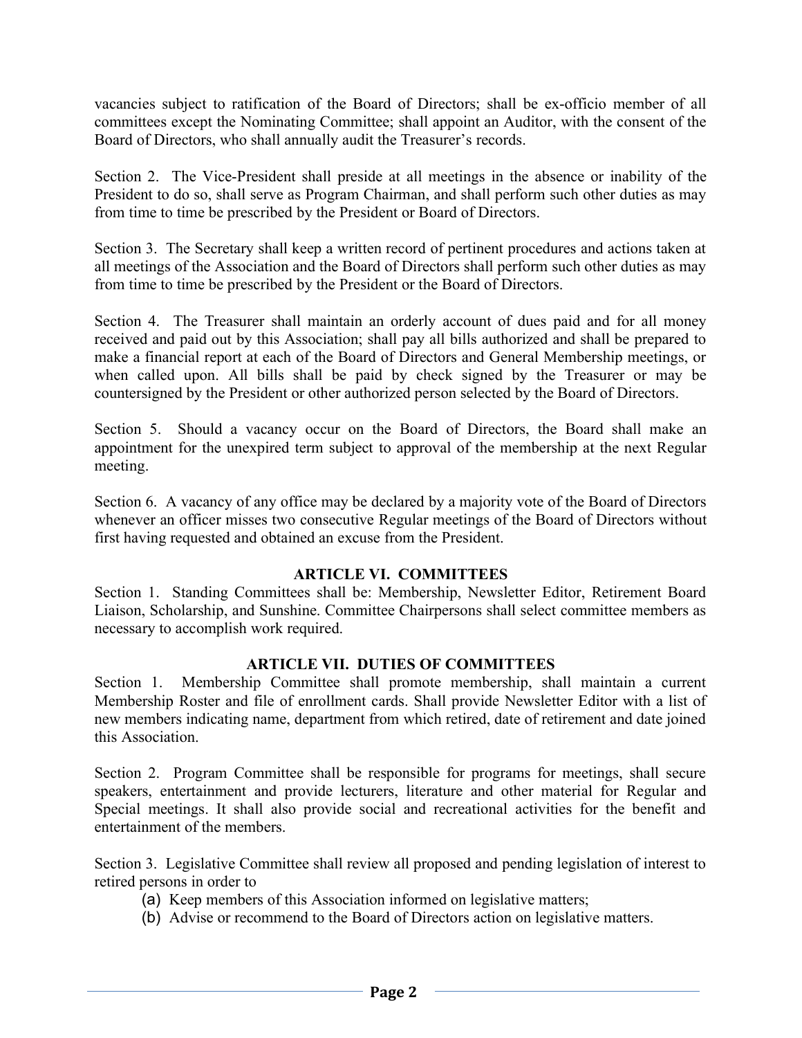vacancies subject to ratification of the Board of Directors; shall be ex-officio member of all committees except the Nominating Committee; shall appoint an Auditor, with the consent of the Board of Directors, who shall annually audit the Treasurer's records.

Section 2. The Vice-President shall preside at all meetings in the absence or inability of the President to do so, shall serve as Program Chairman, and shall perform such other duties as may from time to time be prescribed by the President or Board of Directors.

Section 3. The Secretary shall keep a written record of pertinent procedures and actions taken at all meetings of the Association and the Board of Directors shall perform such other duties as may from time to time be prescribed by the President or the Board of Directors.

Section 4. The Treasurer shall maintain an orderly account of dues paid and for all money received and paid out by this Association; shall pay all bills authorized and shall be prepared to make a financial report at each of the Board of Directors and General Membership meetings, or when called upon. All bills shall be paid by check signed by the Treasurer or may be countersigned by the President or other authorized person selected by the Board of Directors.

Section 5. Should a vacancy occur on the Board of Directors, the Board shall make an appointment for the unexpired term subject to approval of the membership at the next Regular meeting.

Section 6. A vacancy of any office may be declared by a majority vote of the Board of Directors whenever an officer misses two consecutive Regular meetings of the Board of Directors without first having requested and obtained an excuse from the President.

## ARTICLE VI. COMMITTEES

Section 1. Standing Committees shall be: Membership, Newsletter Editor, Retirement Board Liaison, Scholarship, and Sunshine. Committee Chairpersons shall select committee members as necessary to accomplish work required.

## ARTICLE VII. DUTIES OF COMMITTEES

Section 1. Membership Committee shall promote membership, shall maintain a current Membership Roster and file of enrollment cards. Shall provide Newsletter Editor with a list of new members indicating name, department from which retired, date of retirement and date joined this Association.

Section 2. Program Committee shall be responsible for programs for meetings, shall secure speakers, entertainment and provide lecturers, literature and other material for Regular and Special meetings. It shall also provide social and recreational activities for the benefit and entertainment of the members.

Section 3. Legislative Committee shall review all proposed and pending legislation of interest to retired persons in order to

(a) Keep members of this Association informed on legislative matters;
(b) Advise or recommend to the Board of Directors action on legislative matters.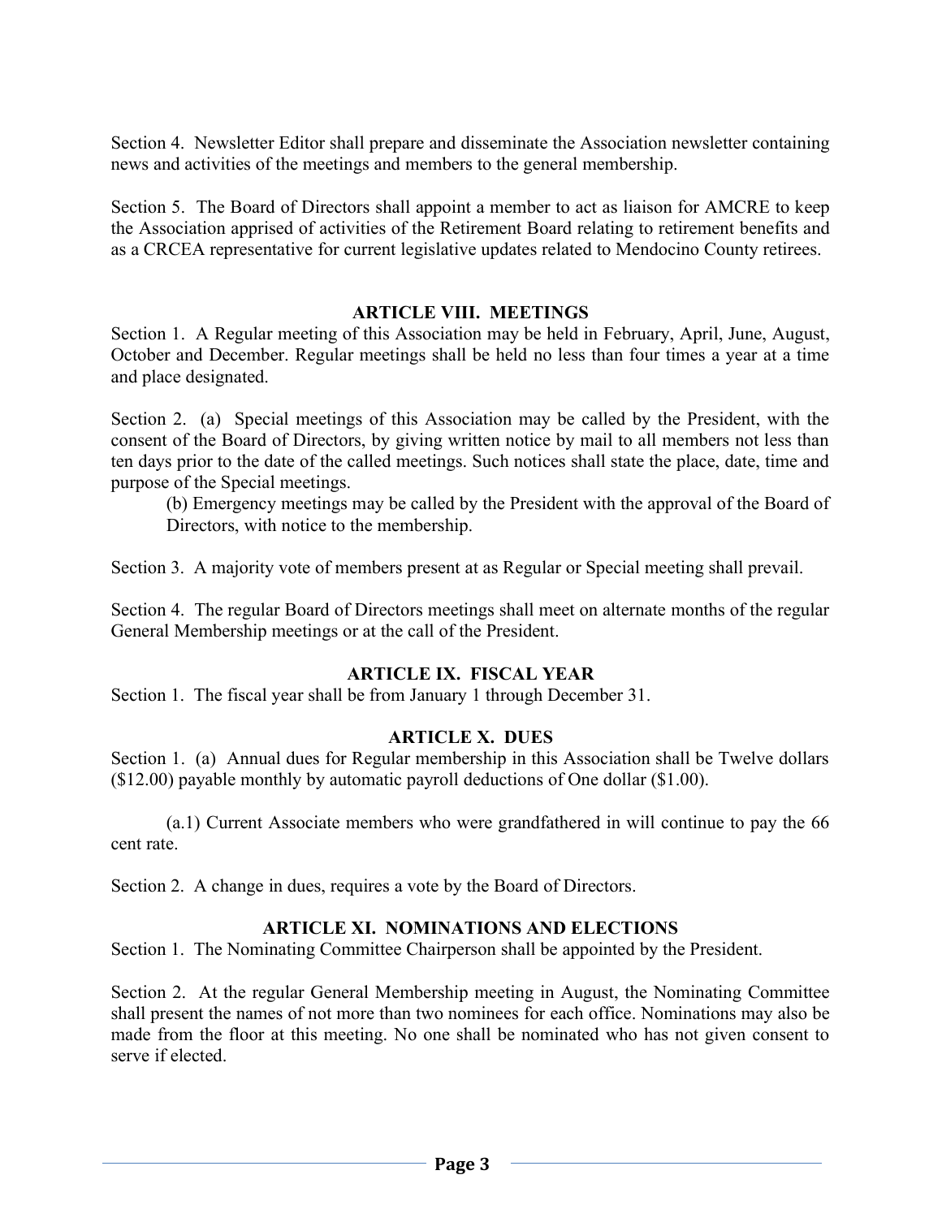Section 4. Newsletter Editor shall prepare and disseminate the Association newsletter containing news and activities of the meetings and members to the general membership.

Section 5. The Board of Directors shall appoint a member to act as liaison for AMCRE to keep the Association apprised of activities of the Retirement Board relating to retirement benefits and as a CRCEA representative for current legislative updates related to Mendocino County retirees.

## ARTICLE VIII. MEETINGS

Section 1. A Regular meeting of this Association may be held in February, April, June, August, October and December. Regular meetings shall be held no less than four times a year at a time and place designated.

Section 2. (a) Special meetings of this Association may be called by the President, with the consent of the Board of Directors, by giving written notice by mail to all members not less than ten days prior to the date of the called meetings. Such notices shall state the place, date, time and purpose of the Special meetings.

(b) Emergency meetings may be called by the President with the approval of the Board of Directors, with notice to the membership.

Section 3. A majority vote of members present at as Regular or Special meeting shall prevail.

Section 4. The regular Board of Directors meetings shall meet on alternate months of the regular General Membership meetings or at the call of the President.

## ARTICLE IX. FISCAL YEAR

Section 1. The fiscal year shall be from January 1 through December 31.

## ARTICLE X. DUES

Section 1. (a) Annual dues for Regular membership in this Association shall be Twelve dollars ($12.00) payable monthly by automatic payroll deductions of One dollar ($1.00).

(a.1) Current Associate members who were grandfathered in will continue to pay the 66 cent rate.

Section 2. A change in dues, requires a vote by the Board of Directors.

## ARTICLE XI. NOMINATIONS AND ELECTIONS

Section 1. The Nominating Committee Chairperson shall be appointed by the President.

Section 2. At the regular General Membership meeting in August, the Nominating Committee shall present the names of not more than two nominees for each office. Nominations may also be made from the floor at this meeting. No one shall be nominated who has not given consent to serve if elected.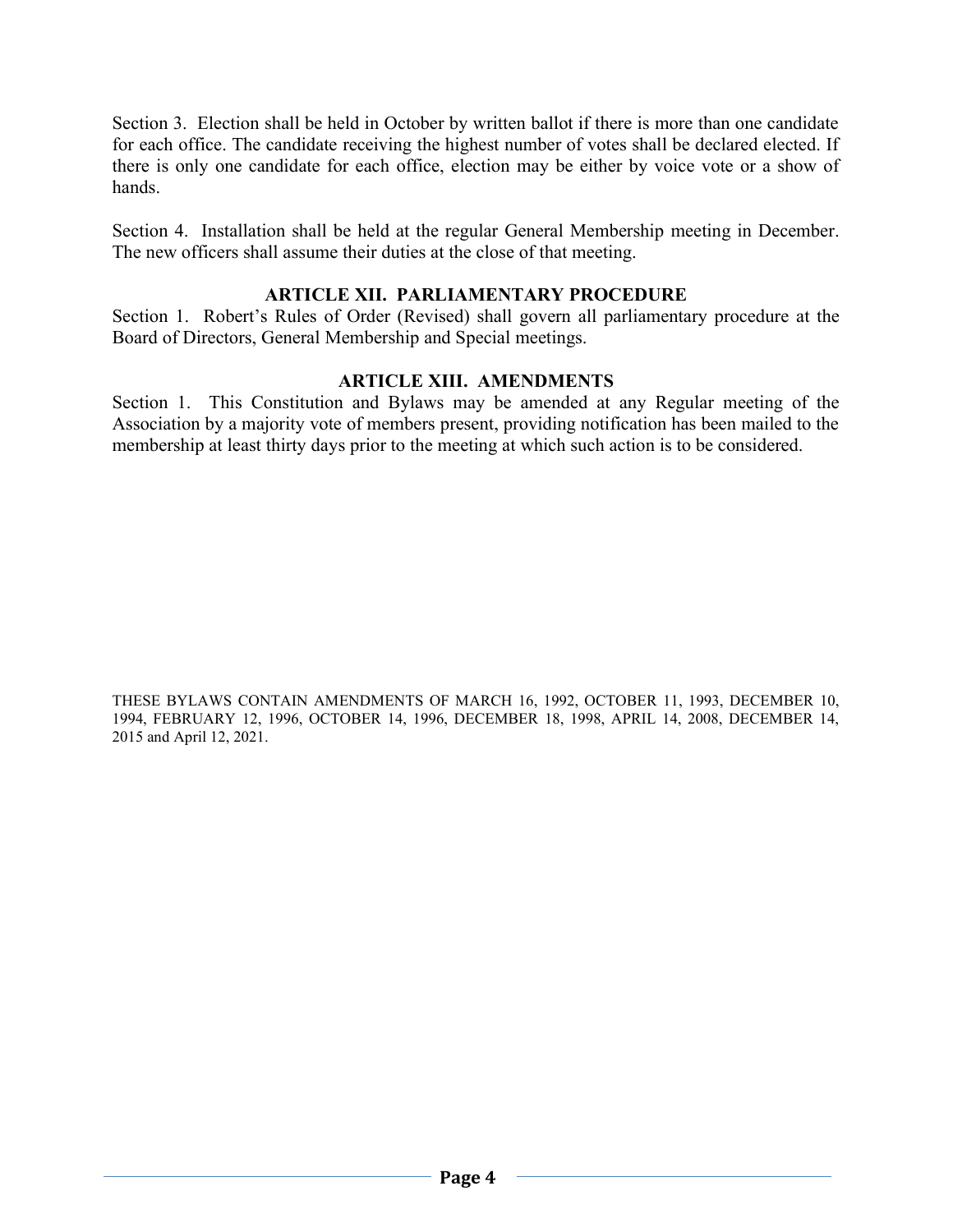Section 3. Election shall be held in October by written ballot if there is more than one candidate for each office. The candidate receiving the highest number of votes shall be declared elected. If there is only one candidate for each office, election may be either by voice vote or a show of hands.

Section 4. Installation shall be held at the regular General Membership meeting in December. The new officers shall assume their duties at the close of that meeting.

## ARTICLE XII. PARLIAMENTARY PROCEDURE

Section 1. Robert's Rules of Order (Revised) shall govern all parliamentary procedure at the Board of Directors, General Membership and Special meetings.

## ARTICLE XIII. AMENDMENTS

Section 1. This Constitution and Bylaws may be amended at any Regular meeting of the Association by a majority vote of members present, providing notification has been mailed to the membership at least thirty days prior to the meeting at which such action is to be considered.

THESE BYLAWS CONTAIN AMENDMENTS OF MARCH 16, 1992, OCTOBER 11, 1993, DECEMBER 10, 1994, FEBRUARY 12, 1996, OCTOBER 14, 1996, DECEMBER 18, 1998, APRIL 14, 2008, DECEMBER 14, 2015 and April 12, 2021.